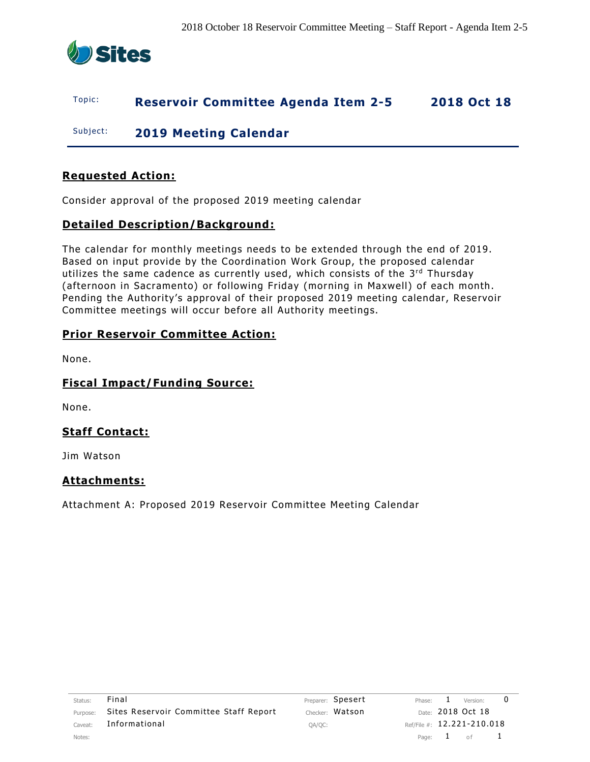| Topic: | **Reservoir Committee Agenda Item 2-5** | **2018 Oct 18** |
| --- | --- | --- |
| Subject: | **2019 Meeting Calendar** | |

## Requested Action:

Consider approval of the proposed 2019 meeting calendar

## Detailed Description/Background:

The calendar for monthly meetings needs to be extended through the end of 2019. Based on input provide by the Coordination Work Group, the proposed calendar utilizes the same cadence as currently used, which consists of the 3rd Thursday (afternoon in Sacramento) or following Friday (morning in Maxwell) of each month. Pending the Authority's approval of their proposed 2019 meeting calendar, Reservoir Committee meetings will occur before all Authority meetings.

## Prior Reservoir Committee Action:

None.

## Fiscal Impact/Funding Source:

None.

## Staff Contact:

Jim Watson

## Attachments:

Attachment A: Proposed 2019 Reservoir Committee Meeting Calendar

| Status: | Final | Preparer: | Spesert | Phase: | 1 | Version: | 0 |
| --- | --- | --- | --- | --- | --- | --- | --- |
| Purpose: | Sites Reservoir Committee Staff Report | Checker: | Watson | Date: | 2018 Oct 18 | | |
| Caveat: | Informational | QA/QC: | | Ref/File #: | 12.221-210.018 | | |
| Notes: | | | | | | | |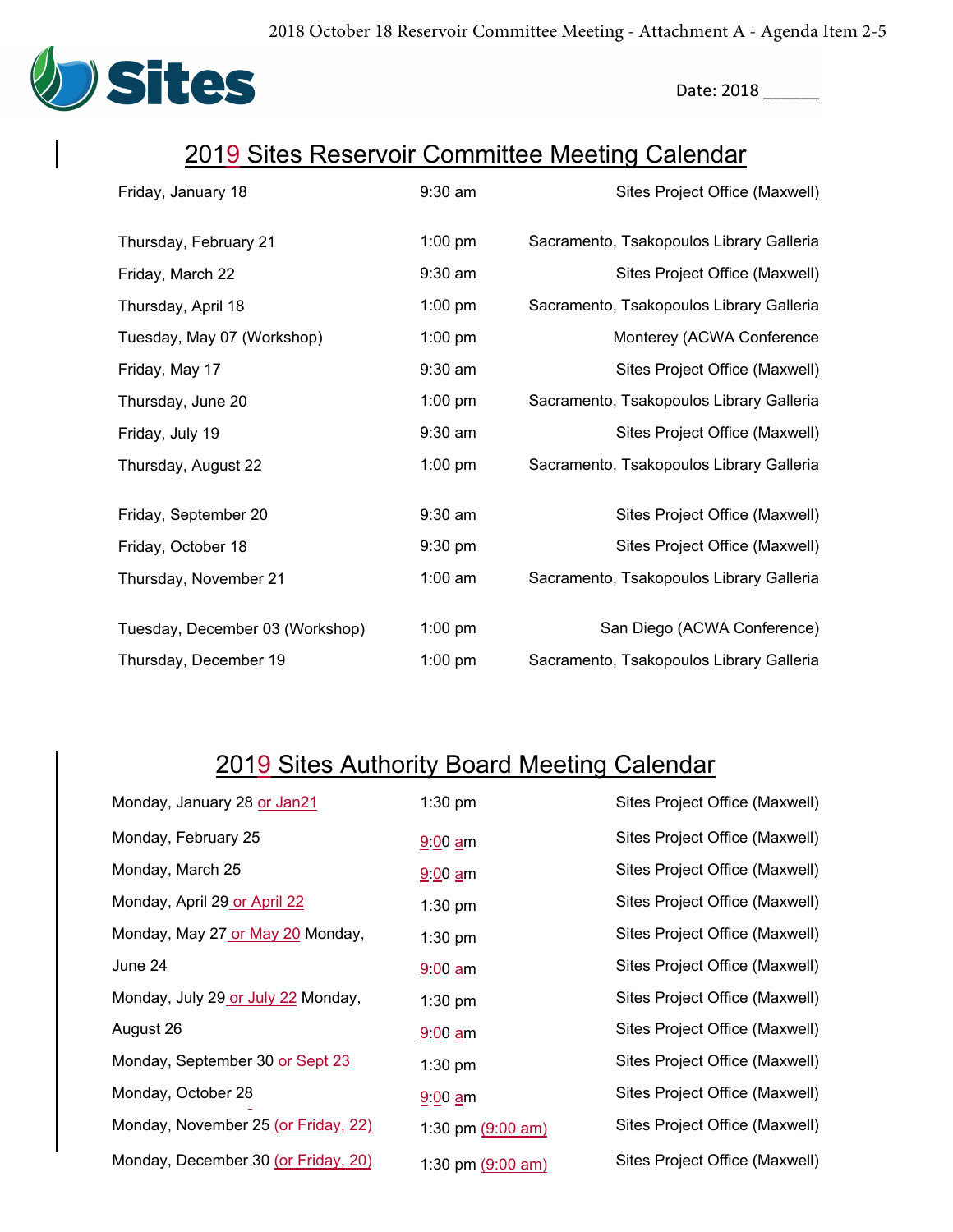Date: 2018 ______

## 2019 Sites Reservoir Committee Meeting Calendar

| | | |
|---|---|---|
| Friday, January 18 | 9:30 am | Sites Project Office (Maxwell) |
| Thursday, February 21 | 1:00 pm | Sacramento, Tsakopoulos Library Galleria |
| Friday, March 22 | 9:30 am | Sites Project Office (Maxwell) |
| Thursday, April 18 | 1:00 pm | Sacramento, Tsakopoulos Library Galleria |
| Tuesday, May 07 (Workshop) | 1:00 pm | Monterey (ACWA Conference |
| Friday, May 17 | 9:30 am | Sites Project Office (Maxwell) |
| Thursday, June 20 | 1:00 pm | Sacramento, Tsakopoulos Library Galleria |
| Friday, July 19 | 9:30 am | Sites Project Office (Maxwell) |
| Thursday, August 22 | 1:00 pm | Sacramento, Tsakopoulos Library Galleria |
| Friday, September 20 | 9:30 am | Sites Project Office (Maxwell) |
| Friday, October 18 | 9:30 pm | Sites Project Office (Maxwell) |
| Thursday, November 21 | 1:00 am | Sacramento, Tsakopoulos Library Galleria |
| Tuesday, December 03 (Workshop) | 1:00 pm | San Diego (ACWA Conference) |
| Thursday, December 19 | 1:00 pm | Sacramento, Tsakopoulos Library Galleria |

## 2019 Sites Authority Board Meeting Calendar

| | | |
|---|---|---|
| Monday, January 28 or Jan21 | 1:30 pm | Sites Project Office (Maxwell) |
| Monday, February 25 | 9:00 am | Sites Project Office (Maxwell) |
| Monday, March 25 | 9:00 am | Sites Project Office (Maxwell) |
| Monday, April 29 or April 22 | 1:30 pm | Sites Project Office (Maxwell) |
| Monday, May 27 or May 20 | 1:30 pm | Sites Project Office (Maxwell) |
| Monday, June 24 | 9:00 am | Sites Project Office (Maxwell) |
| Monday, July 29 or July 22 | 1:30 pm | Sites Project Office (Maxwell) |
| Monday, August 26 | 9:00 am | Sites Project Office (Maxwell) |
| Monday, September 30 or Sept 23 | 1:30 pm | Sites Project Office (Maxwell) |
| Monday, October 28 | 9:00 am | Sites Project Office (Maxwell) |
| Monday, November 25 (or Friday, 22) | 1:30 pm (9:00 am) | Sites Project Office (Maxwell) |
| Monday, December 30 (or Friday, 20) | 1:30 pm (9:00 am) | Sites Project Office (Maxwell) |